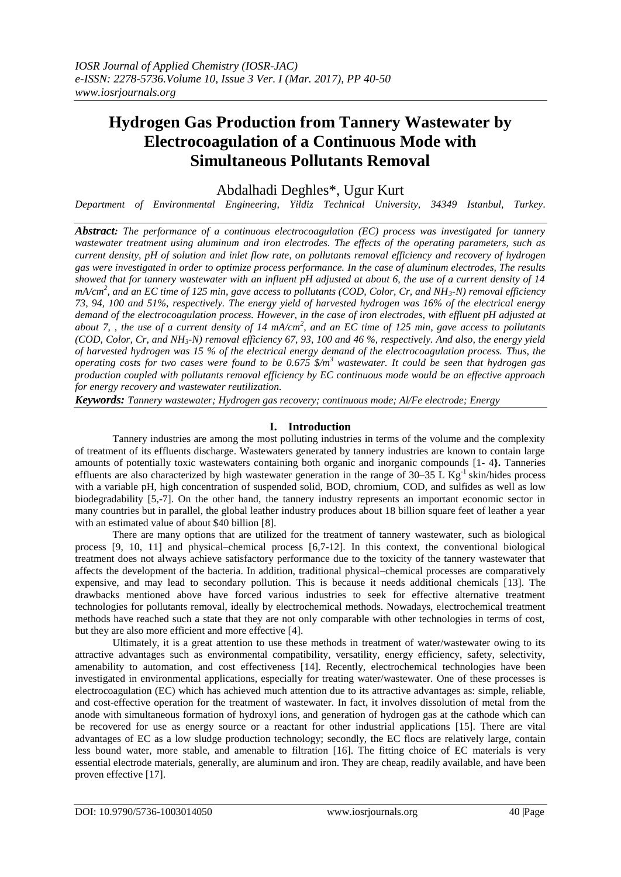# Hydrogen Gas Production from Tannery Wastewater by Electrocoagulation of a Continuous Mode with Simultaneous Pollutants Removal

Abdalhadi Deghles*, Ugur Kurt

*Department of Environmental Engineering, Yildiz Technical University, 34349 Istanbul, Turkey.*

***Abstract:*** *The performance of a continuous electrocoagulation (EC) process was investigated for tannery wastewater treatment using aluminum and iron electrodes. The effects of the operating parameters, such as current density, pH of solution and inlet flow rate, on pollutants removal efficiency and recovery of hydrogen gas were investigated in order to optimize process performance. In the case of aluminum electrodes, The results showed that for tannery wastewater with an influent pH adjusted at about 6, the use of a current density of 14 $mA/cm^2$, and an EC time of 125 min, gave access to pollutants (COD, Color, Cr, and $NH_3$-N) removal efficiency 73, 94, 100 and 51%, respectively. The energy yield of harvested hydrogen was 16% of the electrical energy demand of the electrocoagulation process. However, in the case of iron electrodes, with effluent pH adjusted at about 7, , the use of a current density of 14 $mA/cm^2$, and an EC time of 125 min, gave access to pollutants (COD, Color, Cr, and $NH_3$-N) removal efficiency 67, 93, 100 and 46 %, respectively. And also, the energy yield of harvested hydrogen was 15 % of the electrical energy demand of the electrocoagulation process. Thus, the operating costs for two cases were found to be 0.675 \$/$m^3$ wastewater. It could be seen that hydrogen gas production coupled with pollutants removal efficiency by EC continuous mode would be an effective approach for energy recovery and wastewater reutilization.*

***Keywords:*** *Tannery wastewater; Hydrogen gas recovery; continuous mode; Al/Fe electrode; Energy*

## I. Introduction

Tannery industries are among the most polluting industries in terms of the volume and the complexity of treatment of its effluents discharge. Wastewaters generated by tannery industries are known to contain large amounts of potentially toxic wastewaters containing both organic and inorganic compounds [1- 4}. Tanneries effluents are also characterized by high wastewater generation in the range of 30–35 L $Kg^{-1}$ skin/hides process with a variable pH, high concentration of suspended solid, BOD, chromium, COD, and sulfides as well as low biodegradability [5,-7]. On the other hand, the tannery industry represents an important economic sector in many countries but in parallel, the global leather industry produces about 18 billion square feet of leather a year with an estimated value of about \$40 billion [8].

There are many options that are utilized for the treatment of tannery wastewater, such as biological process [9, 10, 11] and physical–chemical process [6,7-12]. In this context, the conventional biological treatment does not always achieve satisfactory performance due to the toxicity of the tannery wastewater that affects the development of the bacteria. In addition, traditional physical–chemical processes are comparatively expensive, and may lead to secondary pollution. This is because it needs additional chemicals [13]. The drawbacks mentioned above have forced various industries to seek for effective alternative treatment technologies for pollutants removal, ideally by electrochemical methods. Nowadays, electrochemical treatment methods have reached such a state that they are not only comparable with other technologies in terms of cost, but they are also more efficient and more effective [4].

Ultimately, it is a great attention to use these methods in treatment of water/wastewater owing to its attractive advantages such as environmental compatibility, versatility, energy efficiency, safety, selectivity, amenability to automation, and cost effectiveness [14]. Recently, electrochemical technologies have been investigated in environmental applications, especially for treating water/wastewater. One of these processes is electrocoagulation (EC) which has achieved much attention due to its attractive advantages as: simple, reliable, and cost-effective operation for the treatment of wastewater. In fact, it involves dissolution of metal from the anode with simultaneous formation of hydroxyl ions, and generation of hydrogen gas at the cathode which can be recovered for use as energy source or a reactant for other industrial applications [15]. There are vital advantages of EC as a low sludge production technology; secondly, the EC flocs are relatively large, contain less bound water, more stable, and amenable to filtration [16]. The fitting choice of EC materials is very essential electrode materials, generally, are aluminum and iron. They are cheap, readily available, and have been proven effective [17].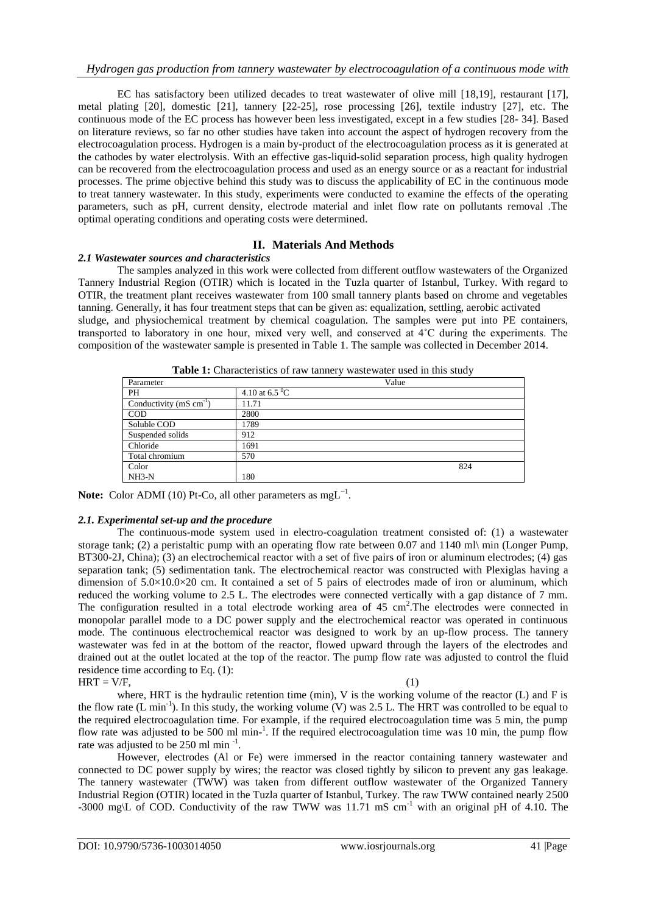EC has satisfactory been utilized decades to treat wastewater of olive mill [18,19], restaurant [17], metal plating [20], domestic [21], tannery [22-25], rose processing [26], textile industry [27], etc. The continuous mode of the EC process has however been less investigated, except in a few studies [28- 34]. Based on literature reviews, so far no other studies have taken into account the aspect of hydrogen recovery from the electrocoagulation process. Hydrogen is a main by-product of the electrocoagulation process as it is generated at the cathodes by water electrolysis. With an effective gas-liquid-solid separation process, high quality hydrogen can be recovered from the electrocoagulation process and used as an energy source or as a reactant for industrial processes. The prime objective behind this study was to discuss the applicability of EC in the continuous mode to treat tannery wastewater. In this study, experiments were conducted to examine the effects of the operating parameters, such as pH, current density, electrode material and inlet flow rate on pollutants removal .The optimal operating conditions and operating costs were determined.

## II. Materials And Methods

### *2.1 Wastewater sources and characteristics*

The samples analyzed in this work were collected from different outflow wastewaters of the Organized Tannery Industrial Region (OTIR) which is located in the Tuzla quarter of Istanbul, Turkey. With regard to OTIR, the treatment plant receives wastewater from 100 small tannery plants based on chrome and vegetables tanning. Generally, it has four treatment steps that can be given as: equalization, settling, aerobic activated sludge, and physiochemical treatment by chemical coagulation. The samples were put into PE containers, transported to laboratory in one hour, mixed very well, and conserved at 4˚C during the experiments. The composition of the wastewater sample is presented in Table 1. The sample was collected in December 2014.

**Table 1:** Characteristics of raw tannery wastewater used in this study

| Parameter | Value |
|---|---|
| PH | 4.10 at 6.5 $^{0}$C |
| Conductivity (mS $cm^{-1}$) | 11.71 |
| COD | 2800 |
| Soluble COD | 1789 |
| Suspended solids | 912 |
| Chloride | 1691 |
| Total chromium | 570 |
| Color | 824 |
| NH3-N | 180 |

**Note:** Color ADMI (10) Pt-Co, all other parameters as $mgL^{-1}$.

### *2.1. Experimental set-up and the procedure*

The continuous-mode system used in electro-coagulation treatment consisted of: (1) a wastewater storage tank; (2) a peristaltic pump with an operating flow rate between 0.07 and 1140 ml\ min (Longer Pump, BT300-2J, China); (3) an electrochemical reactor with a set of five pairs of iron or aluminum electrodes; (4) gas separation tank; (5) sedimentation tank. The electrochemical reactor was constructed with Plexiglas having a dimension of 5.0×10.0×20 cm. It contained a set of 5 pairs of electrodes made of iron or aluminum, which reduced the working volume to 2.5 L. The electrodes were connected vertically with a gap distance of 7 mm. The configuration resulted in a total electrode working area of 45 $cm^2$.The electrodes were connected in monopolar parallel mode to a DC power supply and the electrochemical reactor was operated in continuous mode. The continuous electrochemical reactor was designed to work by an up-flow process. The tannery wastewater was fed in at the bottom of the reactor, flowed upward through the layers of the electrodes and drained out at the outlet located at the top of the reactor. The pump flow rate was adjusted to control the fluid residence time according to Eq. (1):

$$HRT = V/F, \quad (1)$$

where, HRT is the hydraulic retention time (min), V is the working volume of the reactor (L) and F is the flow rate (L $min^{-1}$). In this study, the working volume (V) was 2.5 L. The HRT was controlled to be equal to the required electrocoagulation time. For example, if the required electrocoagulation time was 5 min, the pump flow rate was adjusted to be 500 ml min-$^{1}$. If the required electrocoagulation time was 10 min, the pump flow rate was adjusted to be 250 ml min $^{-1}$.

However, electrodes (Al or Fe) were immersed in the reactor containing tannery wastewater and connected to DC power supply by wires; the reactor was closed tightly by silicon to prevent any gas leakage. The tannery wastewater (TWW) was taken from different outflow wastewater of the Organized Tannery Industrial Region (OTIR) located in the Tuzla quarter of Istanbul, Turkey. The raw TWW contained nearly 2500 -3000 mg\L of COD. Conductivity of the raw TWW was 11.71 mS $cm^{-1}$ with an original pH of 4.10. The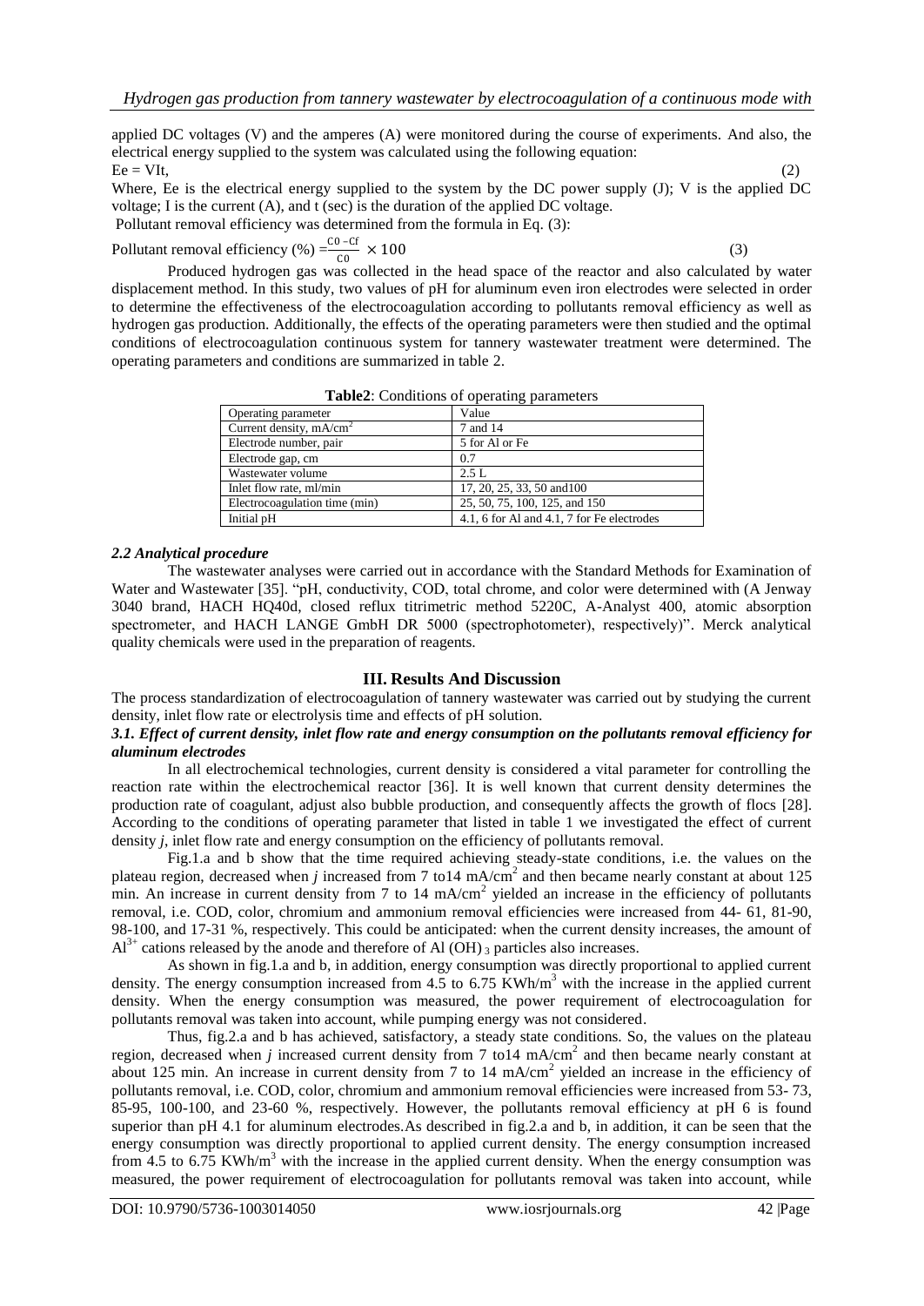applied DC voltages (V) and the amperes (A) were monitored during the course of experiments. And also, the electrical energy supplied to the system was calculated using the following equation:

$$Ee = VIt, \quad (2)$$

Where, Ee is the electrical energy supplied to the system by the DC power supply (J); V is the applied DC voltage; I is the current (A), and t (sec) is the duration of the applied DC voltage.

Pollutant removal efficiency was determined from the formula in Eq. (3):

$$\text{Pollutant removal efficiency (\%)} = \frac{C0 - Cf}{C0} \times 100 \quad (3)$$

Produced hydrogen gas was collected in the head space of the reactor and also calculated by water displacement method. In this study, two values of pH for aluminum even iron electrodes were selected in order to determine the effectiveness of the electrocoagulation according to pollutants removal efficiency as well as hydrogen gas production. Additionally, the effects of the operating parameters were then studied and the optimal conditions of electrocoagulation continuous system for tannery wastewater treatment were determined. The operating parameters and conditions are summarized in table 2.

**Table2**: Conditions of operating parameters

| Operating parameter | Value |
| --- | --- |
| Current density, $mA/cm^2$ | 7 and 14 |
| Electrode number, pair | 5 for Al or Fe |
| Electrode gap, cm | 0.7 |
| Wastewater volume | 2.5 L |
| Inlet flow rate, ml/min | 17, 20, 25, 33, 50 and100 |
| Electrocoagulation time (min) | 25, 50, 75, 100, 125, and 150 |
| Initial pH | 4.1, 6 for Al and 4.1, 7 for Fe electrodes |

### *2.2 Analytical procedure*

The wastewater analyses were carried out in accordance with the Standard Methods for Examination of Water and Wastewater [35]. "pH, conductivity, COD, total chrome, and color were determined with (A Jenway 3040 brand, HACH HQ40d, closed reflux titrimetric method 5220C, A-Analyst 400, atomic absorption spectrometer, and HACH LANGE GmbH DR 5000 (spectrophotometer), respectively)". Merck analytical quality chemicals were used in the preparation of reagents.

## III. Results And Discussion

The process standardization of electrocoagulation of tannery wastewater was carried out by studying the current density, inlet flow rate or electrolysis time and effects of pH solution.

### *3.1. Effect of current density, inlet flow rate and energy consumption on the pollutants removal efficiency for aluminum electrodes*

In all electrochemical technologies, current density is considered a vital parameter for controlling the reaction rate within the electrochemical reactor [36]. It is well known that current density determines the production rate of coagulant, adjust also bubble production, and consequently affects the growth of flocs [28]. According to the conditions of operating parameter that listed in table 1 we investigated the effect of current density *j*, inlet flow rate and energy consumption on the efficiency of pollutants removal.

Fig.1.a and b show that the time required achieving steady-state conditions, i.e. the values on the plateau region, decreased when *j* increased from 7 to14 $mA/cm^2$ and then became nearly constant at about 125 min. An increase in current density from 7 to 14 $mA/cm^2$ yielded an increase in the efficiency of pollutants removal, i.e. COD, color, chromium and ammonium removal efficiencies were increased from 44- 61, 81-90, 98-100, and 17-31 %, respectively. This could be anticipated: when the current density increases, the amount of $Al^{3+}$ cations released by the anode and therefore of $Al(OH)_3$ particles also increases.

As shown in fig.1.a and b, in addition, energy consumption was directly proportional to applied current density. The energy consumption increased from 4.5 to 6.75 $KWh/m^3$ with the increase in the applied current density. When the energy consumption was measured, the power requirement of electrocoagulation for pollutants removal was taken into account, while pumping energy was not considered.

Thus, fig.2.a and b has achieved, satisfactory, a steady state conditions. So, the values on the plateau region, decreased when *j* increased current density from 7 to14 $mA/cm^2$ and then became nearly constant at about 125 min. An increase in current density from 7 to 14 $mA/cm^2$ yielded an increase in the efficiency of pollutants removal, i.e. COD, color, chromium and ammonium removal efficiencies were increased from 53- 73, 85-95, 100-100, and 23-60 %, respectively. However, the pollutants removal efficiency at pH 6 is found superior than pH 4.1 for aluminum electrodes.As described in fig.2.a and b, in addition, it can be seen that the energy consumption was directly proportional to applied current density. The energy consumption increased from 4.5 to 6.75 $KWh/m^3$ with the increase in the applied current density. When the energy consumption was measured, the power requirement of electrocoagulation for pollutants removal was taken into account, while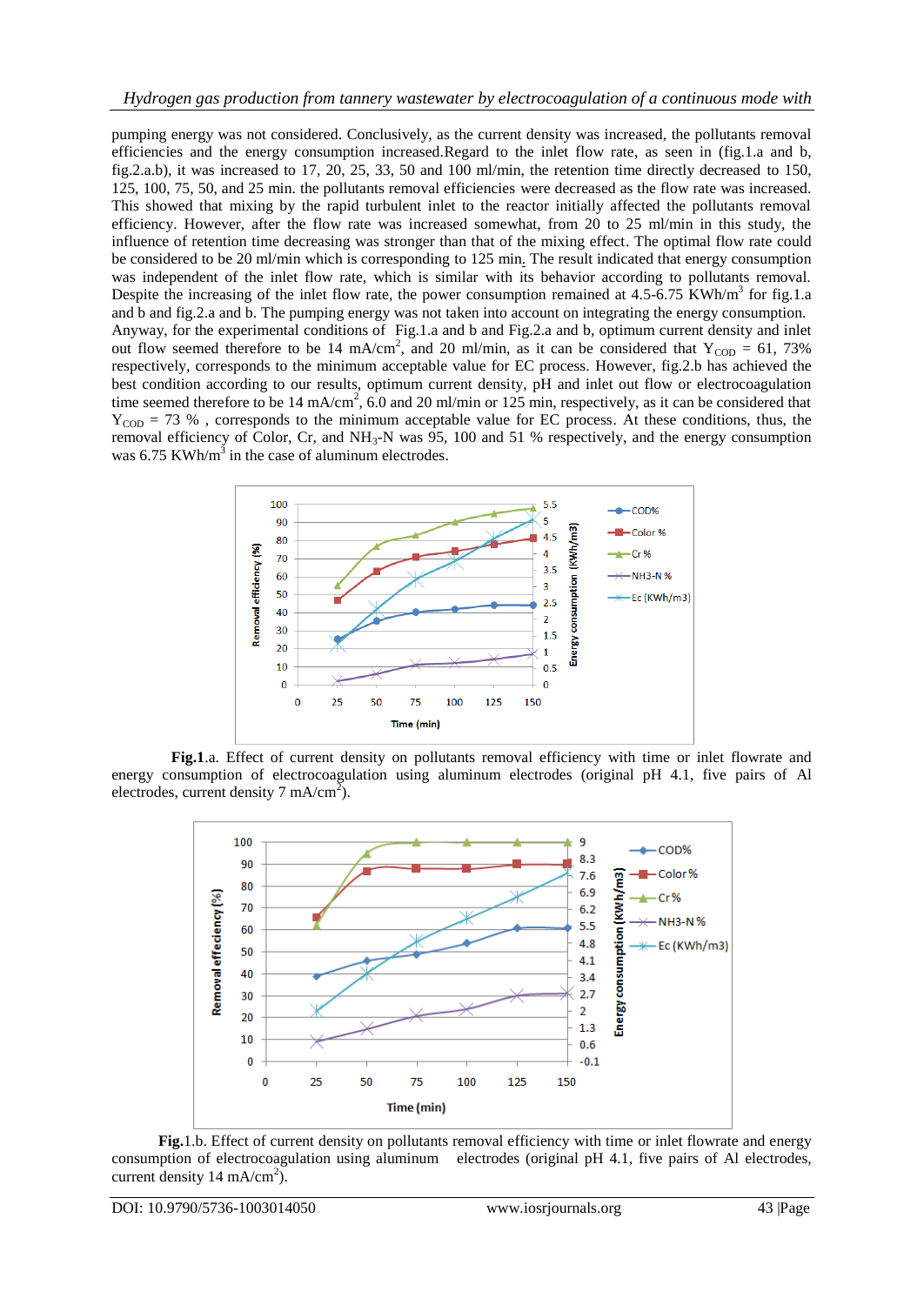pumping energy was not considered. Conclusively, as the current density was increased, the pollutants removal efficiencies and the energy consumption increased.Regard to the inlet flow rate, as seen in (fig.1.a and b, fig.2.a.b), it was increased to 17, 20, 25, 33, 50 and 100 ml/min, the retention time directly decreased to 150, 125, 100, 75, 50, and 25 min. the pollutants removal efficiencies were decreased as the flow rate was increased. This showed that mixing by the rapid turbulent inlet to the reactor initially affected the pollutants removal efficiency. However, after the flow rate was increased somewhat, from 20 to 25 ml/min in this study, the influence of retention time decreasing was stronger than that of the mixing effect. The optimal flow rate could be considered to be 20 ml/min which is corresponding to 125 min. The result indicated that energy consumption was independent of the inlet flow rate, which is similar with its behavior according to pollutants removal. Despite the increasing of the inlet flow rate, the power consumption remained at 4.5-6.75 $KWh/m^3$ for fig.1.a and b and fig.2.a and b. The pumping energy was not taken into account on integrating the energy consumption.
Anyway, for the experimental conditions of Fig.1.a and b and Fig.2.a and b, optimum current density and inlet out flow seemed therefore to be 14 $mA/cm^2$, and 20 ml/min, as it can be considered that $Y_{COD}$ = 61, 73% respectively, corresponds to the minimum acceptable value for EC process. However, fig.2.b has achieved the best condition according to our results, optimum current density, pH and inlet out flow or electrocoagulation time seemed therefore to be 14 $mA/cm^2$, 6.0 and 20 ml/min or 125 min, respectively, as it can be considered that $Y_{COD}$ = 73 % , corresponds to the minimum acceptable value for EC process. At these conditions, thus, the removal efficiency of Color, Cr, and $NH_3$-N was 95, 100 and 51 % respectively, and the energy consumption was 6.75 $KWh/m^3$ in the case of aluminum electrodes.

**Fig.1**.a. Effect of current density on pollutants removal efficiency with time or inlet flowrate and energy consumption of electrocoagulation using aluminum electrodes (original pH 4.1, five pairs of Al electrodes, current density 7 $mA/cm^2$).

**Fig.**1.b. Effect of current density on pollutants removal efficiency with time or inlet flowrate and energy consumption of electrocoagulation using aluminum electrodes (original pH 4.1, five pairs of Al electrodes, current density 14 $mA/cm^2$).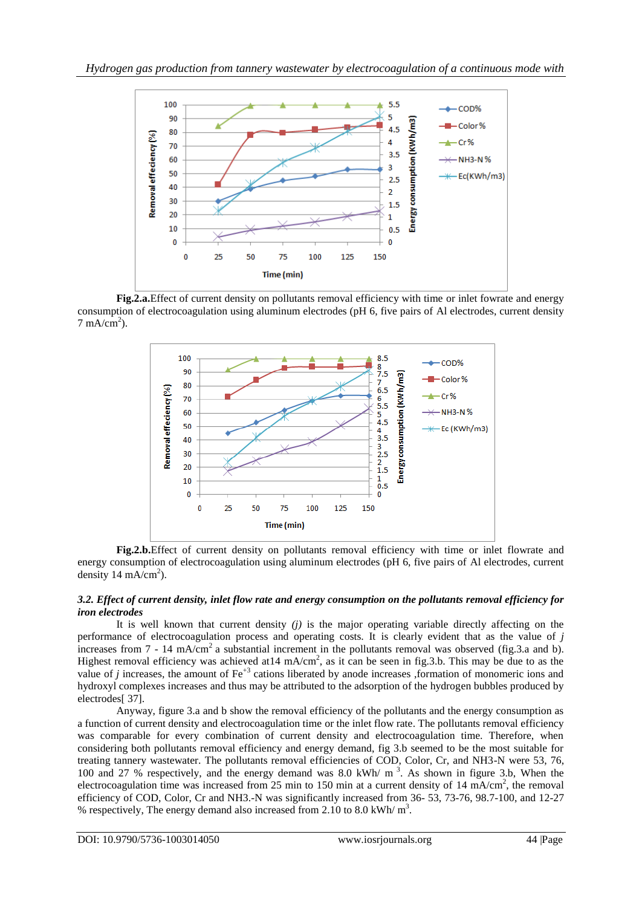**Fig.2.a.**Effect of current density on pollutants removal efficiency with time or inlet fowrate and energy consumption of electrocoagulation using aluminum electrodes (pH 6, five pairs of Al electrodes, current density 7 mA/cm$^2$).

**Fig.2.b.**Effect of current density on pollutants removal efficiency with time or inlet flowrate and energy consumption of electrocoagulation using aluminum electrodes (pH 6, five pairs of Al electrodes, current density 14 mA/cm$^2$).

### *3.2. Effect of current density, inlet flow rate and energy consumption on the pollutants removal efficiency for iron electrodes*

It is well known that current density *(j)* is the major operating variable directly affecting on the performance of electrocoagulation process and operating costs. It is clearly evident that as the value of *j* increases from 7 - 14 mA/cm$^2$ a substantial increment in the pollutants removal was observed (fig.3.a and b). Highest removal efficiency was achieved at14 mA/cm$^2$, as it can be seen in fig.3.b. This may be due to as the value of *j* increases, the amount of $Fe^{+3}$ cations liberated by anode increases ,formation of monomeric ions and hydroxyl complexes increases and thus may be attributed to the adsorption of the hydrogen bubbles produced by electrodes[ 37].

Anyway, figure 3.a and b show the removal efficiency of the pollutants and the energy consumption as a function of current density and electrocoagulation time or the inlet flow rate. The pollutants removal efficiency was comparable for every combination of current density and electrocoagulation time. Therefore, when considering both pollutants removal efficiency and energy demand, fig 3.b seemed to be the most suitable for treating tannery wastewater. The pollutants removal efficiencies of COD, Color, Cr, and NH3-N were 53, 76, 100 and 27 % respectively, and the energy demand was 8.0 kWh/ m $^3$. As shown in figure 3.b, When the electrocoagulation time was increased from 25 min to 150 min at a current density of 14 mA/cm$^2$, the removal efficiency of COD, Color, Cr and NH3.-N was significantly increased from 36- 53, 73-76, 98.7-100, and 12-27 % respectively, The energy demand also increased from 2.10 to 8.0 kWh/ m$^3$.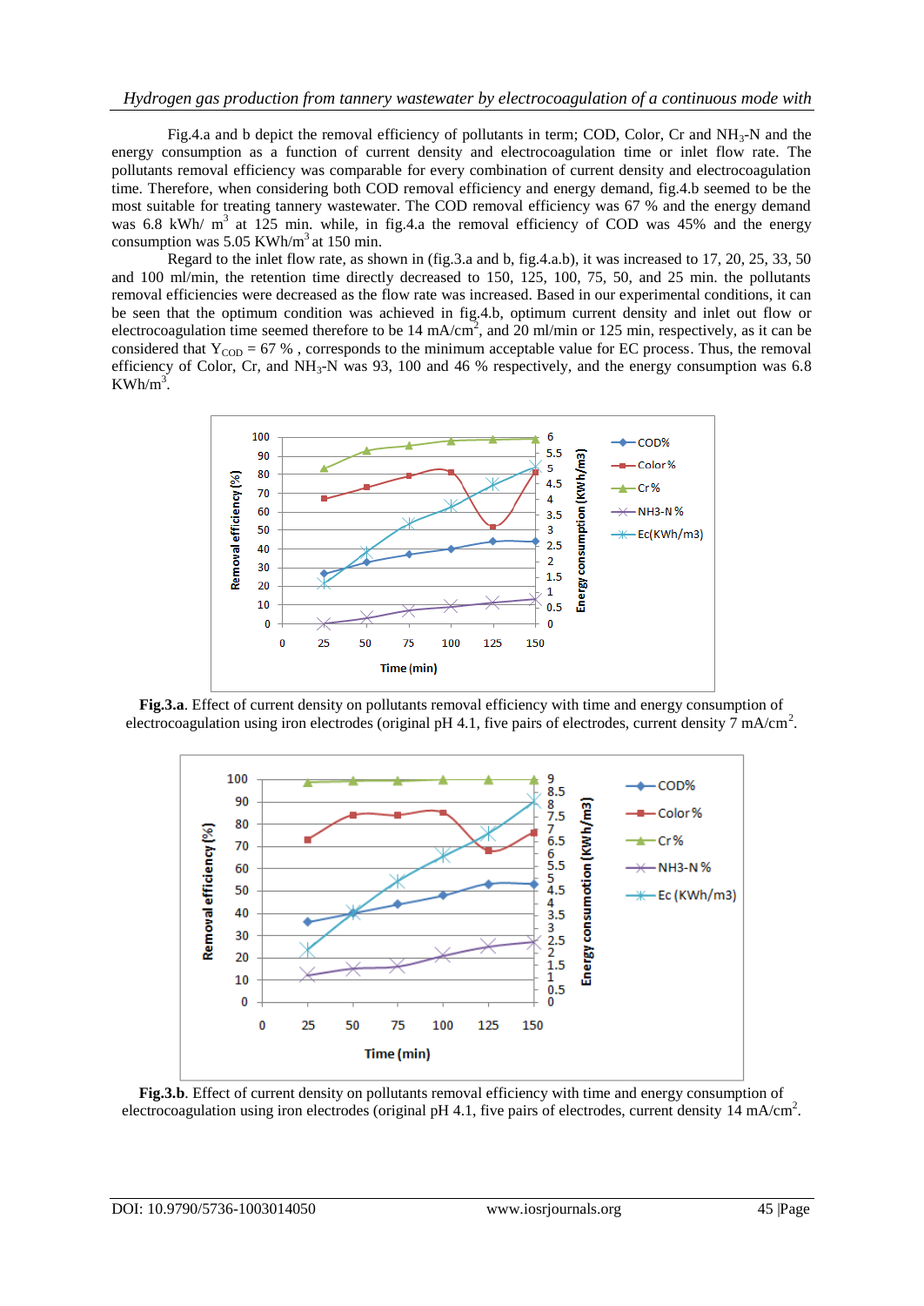Fig.4.a and b depict the removal efficiency of pollutants in term; COD, Color, Cr and $NH_3$-N and the energy consumption as a function of current density and electrocoagulation time or inlet flow rate. The pollutants removal efficiency was comparable for every combination of current density and electrocoagulation time. Therefore, when considering both COD removal efficiency and energy demand, fig.4.b seemed to be the most suitable for treating tannery wastewater. The COD removal efficiency was 67 % and the energy demand was 6.8 kWh/ $m^3$ at 125 min. while, in fig.4.a the removal efficiency of COD was 45% and the energy consumption was 5.05 KWh/$m^3$ at 150 min.

Regard to the inlet flow rate, as shown in (fig.3.a and b, fig.4.a.b), it was increased to 17, 20, 25, 33, 50 and 100 ml/min, the retention time directly decreased to 150, 125, 100, 75, 50, and 25 min. the pollutants removal efficiencies were decreased as the flow rate was increased. Based in our experimental conditions, it can be seen that the optimum condition was achieved in fig.4.b, optimum current density and inlet out flow or electrocoagulation time seemed therefore to be 14 mA/$cm^2$, and 20 ml/min or 125 min, respectively, as it can be considered that $Y_{COD}$ = 67 % , corresponds to the minimum acceptable value for EC process. Thus, the removal efficiency of Color, Cr, and $NH_3$-N was 93, 100 and 46 % respectively, and the energy consumption was 6.8 KWh/$m^3$.

**Fig.3.a**. Effect of current density on pollutants removal efficiency with time and energy consumption of electrocoagulation using iron electrodes (original pH 4.1, five pairs of electrodes, current density 7 mA/$cm^2$.

**Fig.3.b**. Effect of current density on pollutants removal efficiency with time and energy consumption of electrocoagulation using iron electrodes (original pH 4.1, five pairs of electrodes, current density 14 mA/$cm^2$.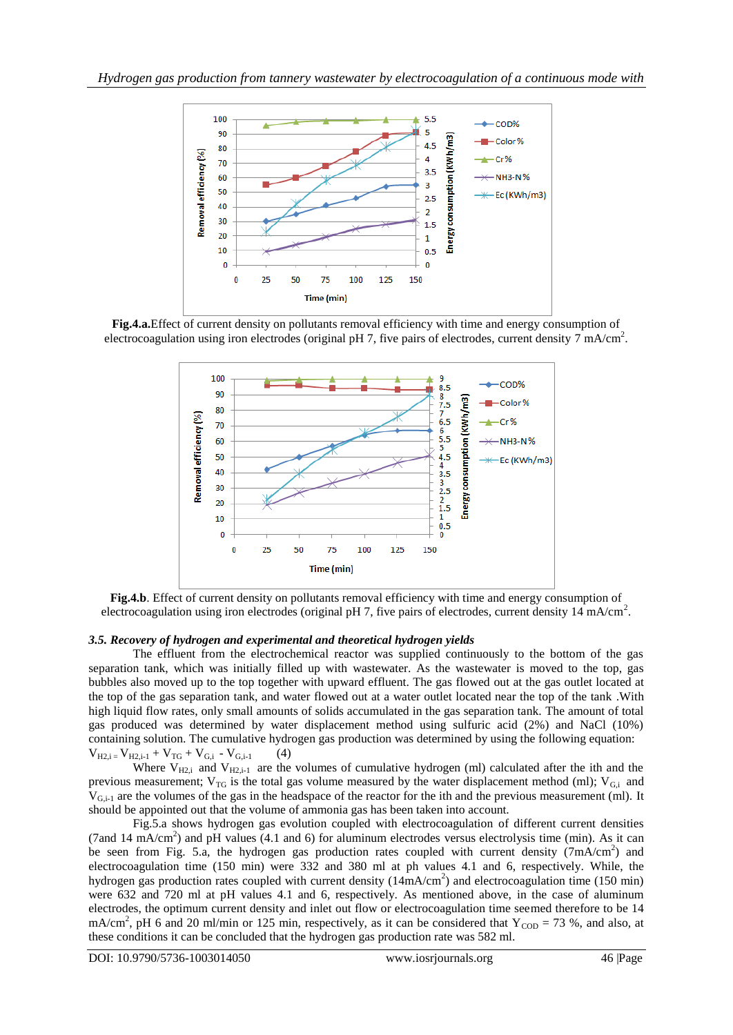**Fig.4.a.**Effect of current density on pollutants removal efficiency with time and energy consumption of electrocoagulation using iron electrodes (original pH 7, five pairs of electrodes, current density 7 mA/cm$^2$.

**Fig.4.b**. Effect of current density on pollutants removal efficiency with time and energy consumption of electrocoagulation using iron electrodes (original pH 7, five pairs of electrodes, current density 14 mA/cm$^2$.

### *3.5. Recovery of hydrogen and experimental and theoretical hydrogen yields*

The effluent from the electrochemical reactor was supplied continuously to the bottom of the gas separation tank, which was initially filled up with wastewater. As the wastewater is moved to the top, gas bubbles also moved up to the top together with upward effluent. The gas flowed out at the gas outlet located at the top of the gas separation tank, and water flowed out at a water outlet located near the top of the tank .With high liquid flow rates, only small amounts of solids accumulated in the gas separation tank. The amount of total gas produced was determined by water displacement method using sulfuric acid (2%) and NaCl (10%) containing solution. The cumulative hydrogen gas production was determined by using the following equation:

$V_{H2,i} = V_{H2,i-1} + V_{TG} + V_{G,i} - V_{G,i-1}$ (4)

Where $V_{H2,i}$ and $V_{H2,i-1}$ are the volumes of cumulative hydrogen (ml) calculated after the ith and the previous measurement; $V_{TG}$ is the total gas volume measured by the water displacement method (ml); $V_{G,i}$ and $V_{G,i-1}$ are the volumes of the gas in the headspace of the reactor for the ith and the previous measurement (ml). It should be appointed out that the volume of ammonia gas has been taken into account.

Fig.5.a shows hydrogen gas evolution coupled with electrocoagulation of different current densities (7and 14 mA/cm$^2$) and pH values (4.1 and 6) for aluminum electrodes versus electrolysis time (min). As it can be seen from Fig. 5.a, the hydrogen gas production rates coupled with current density (7mA/cm$^2$) and electrocoagulation time (150 min) were 332 and 380 ml at ph values 4.1 and 6, respectively. While, the hydrogen gas production rates coupled with current density (14mA/cm$^2$) and electrocoagulation time (150 min) were 632 and 720 ml at pH values 4.1 and 6, respectively. As mentioned above, in the case of aluminum electrodes, the optimum current density and inlet out flow or electrocoagulation time seemed therefore to be 14 mA/cm$^2$, pH 6 and 20 ml/min or 125 min, respectively, as it can be considered that $Y_{COD}$ = 73 %, and also, at these conditions it can be concluded that the hydrogen gas production rate was 582 ml.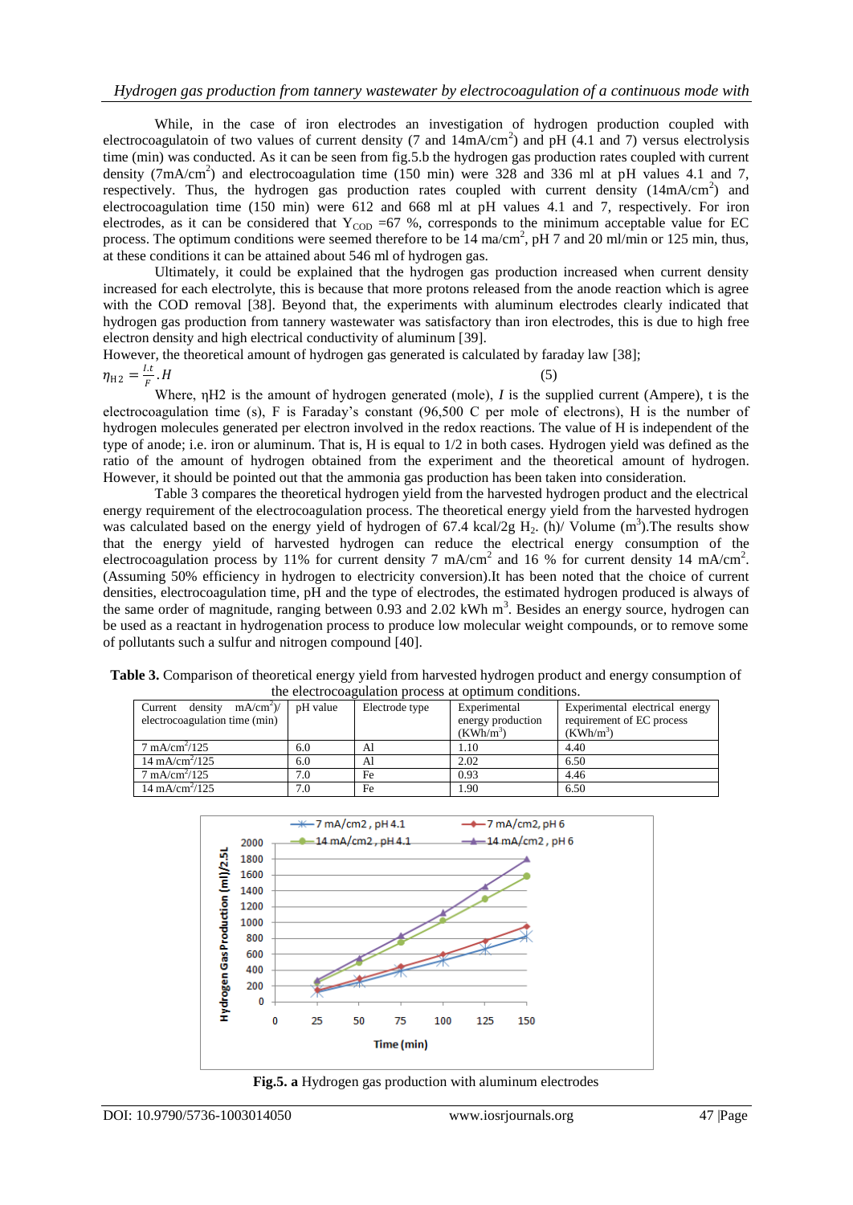While, in the case of iron electrodes an investigation of hydrogen production coupled with electrocoagulatoin of two values of current density (7 and 14mA/cm$^2$) and pH (4.1 and 7) versus electrolysis time (min) was conducted. As it can be seen from fig.5.b the hydrogen gas production rates coupled with current density (7mA/cm$^2$) and electrocoagulation time (150 min) were 328 and 336 ml at pH values 4.1 and 7, respectively. Thus, the hydrogen gas production rates coupled with current density (14mA/cm$^2$) and electrocoagulation time (150 min) were 612 and 668 ml at pH values 4.1 and 7, respectively. For iron electrodes, as it can be considered that $Y_{COD}$ =67 %, corresponds to the minimum acceptable value for EC process. The optimum conditions were seemed therefore to be 14 ma/cm$^2$, pH 7 and 20 ml/min or 125 min, thus, at these conditions it can be attained about 546 ml of hydrogen gas.

Ultimately, it could be explained that the hydrogen gas production increased when current density increased for each electrolyte, this is because that more protons released from the anode reaction which is agree with the COD removal [38]. Beyond that, the experiments with aluminum electrodes clearly indicated that hydrogen gas production from tannery wastewater was satisfactory than iron electrodes, this is due to high free electron density and high electrical conductivity of aluminum [39].

However, the theoretical amount of hydrogen gas generated is calculated by faraday law [38];

$$\eta_{H2} = \frac{I.t}{F}.H \quad (5)$$

Where, ηH2 is the amount of hydrogen generated (mole), $I$ is the supplied current (Ampere), t is the electrocoagulation time (s), F is Faraday's constant (96,500 C per mole of electrons), H is the number of hydrogen molecules generated per electron involved in the redox reactions. The value of H is independent of the type of anode; i.e. iron or aluminum. That is, H is equal to 1/2 in both cases. Hydrogen yield was defined as the ratio of the amount of hydrogen obtained from the experiment and the theoretical amount of hydrogen. However, it should be pointed out that the ammonia gas production has been taken into consideration.

Table 3 compares the theoretical hydrogen yield from the harvested hydrogen product and the electrical energy requirement of the electrocoagulation process. The theoretical energy yield from the harvested hydrogen was calculated based on the energy yield of hydrogen of 67.4 kcal/2g $H_2$. (h)/ Volume (m$^3$).The results show that the energy yield of harvested hydrogen can reduce the electrical energy consumption of the electrocoagulation process by 11% for current density 7 mA/cm$^2$ and 16 % for current density 14 mA/cm$^2$. (Assuming 50% efficiency in hydrogen to electricity conversion).It has been noted that the choice of current densities, electrocoagulation time, pH and the type of electrodes, the estimated hydrogen produced is always of the same order of magnitude, ranging between 0.93 and 2.02 kWh m$^3$. Besides an energy source, hydrogen can be used as a reactant in hydrogenation process to produce low molecular weight compounds, or to remove some of pollutants such a sulfur and nitrogen compound [40].

**Table 3.** Comparison of theoretical energy yield from harvested hydrogen product and energy consumption of the electrocoagulation process at optimum conditions.

| Current density mA/cm$^2$)/ electrocoagulation time (min) | pH value | Electrode type | Experimental energy production (KWh/m$^3$) | Experimental electrical energy requirement of EC process (KWh/m$^3$) |
|---|---|---|---|---|
| 7 mA/cm$^2$/125 | 6.0 | Al | 1.10 | 4.40 |
| 14 mA/cm$^2$/125 | 6.0 | Al | 2.02 | 6.50 |
| 7 mA/cm$^2$/125 | 7.0 | Fe | 0.93 | 4.46 |
| 14 mA/cm$^2$/125 | 7.0 | Fe | 1.90 | 6.50 |

**Fig.5. a** Hydrogen gas production with aluminum electrodes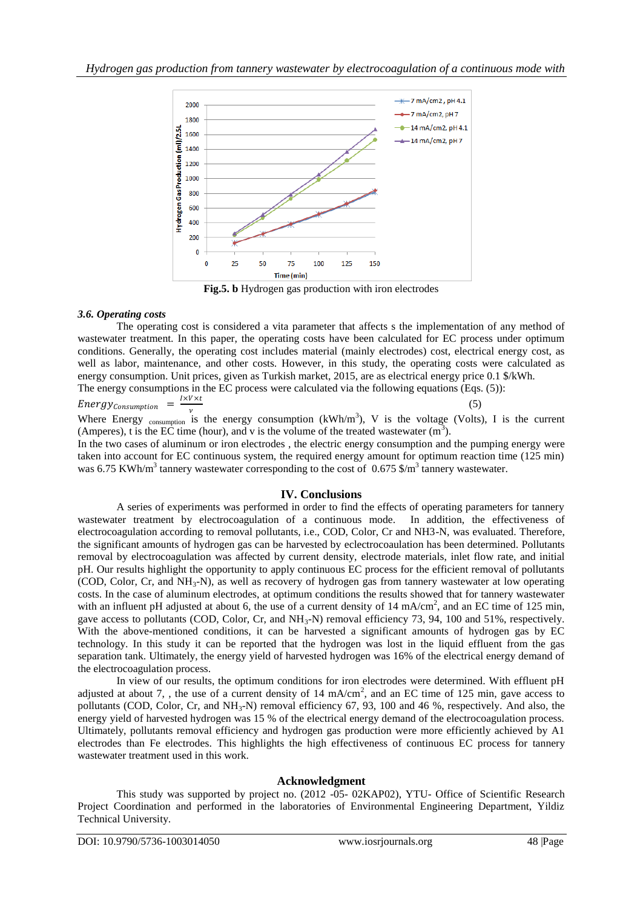**Fig.5. b** Hydrogen gas production with iron electrodes

### *3.6. Operating costs*

The operating cost is considered a vita parameter that affects s the implementation of any method of wastewater treatment. In this paper, the operating costs have been calculated for EC process under optimum conditions. Generally, the operating cost includes material (mainly electrodes) cost, electrical energy cost, as well as labor, maintenance, and other costs. However, in this study, the operating costs were calculated as energy consumption. Unit prices, given as Turkish market, 2015, are as electrical energy price 0.1 $/kWh.
The energy consumptions in the EC process were calculated via the following equations (Eqs. (5)):

$$Energy_{Consumption} = \frac{I \times V \times t}{v} \quad (5)$$

Where Energy $_{consumption}$ is the energy consumption (kWh/m$^3$), V is the voltage (Volts), I is the current (Amperes), t is the EC time (hour), and v is the volume of the treated wastewater (m$^3$).
In the two cases of aluminum or iron electrodes , the electric energy consumption and the pumping energy were taken into account for EC continuous system, the required energy amount for optimum reaction time (125 min) was 6.75 KWh/m$^3$ tannery wastewater corresponding to the cost of 0.675 $/m$^3$ tannery wastewater.

## IV. Conclusions

A series of experiments was performed in order to find the effects of operating parameters for tannery wastewater treatment by electrocoagulation of a continuous mode. In addition, the effectiveness of electrocoagulation according to removal pollutants, i.e., COD, Color, Cr and NH3-N, was evaluated. Therefore, the significant amounts of hydrogen gas can be harvested by eclectrocoaulation has been determined. Pollutants removal by electrocoagulation was affected by current density, electrode materials, inlet flow rate, and initial pH. Our results highlight the opportunity to apply continuous EC process for the efficient removal of pollutants (COD, Color, Cr, and $NH_3$-N), as well as recovery of hydrogen gas from tannery wastewater at low operating costs. In the case of aluminum electrodes, at optimum conditions the results showed that for tannery wastewater with an influent pH adjusted at about 6, the use of a current density of 14 mA/cm$^2$, and an EC time of 125 min, gave access to pollutants (COD, Color, Cr, and $NH_3$-N) removal efficiency 73, 94, 100 and 51%, respectively. With the above-mentioned conditions, it can be harvested a significant amounts of hydrogen gas by EC technology. In this study it can be reported that the hydrogen was lost in the liquid effluent from the gas separation tank. Ultimately, the energy yield of harvested hydrogen was 16% of the electrical energy demand of the electrocoagulation process.

In view of our results, the optimum conditions for iron electrodes were determined. With effluent pH adjusted at about 7, , the use of a current density of 14 mA/cm$^2$, and an EC time of 125 min, gave access to pollutants (COD, Color, Cr, and $NH_3$-N) removal efficiency 67, 93, 100 and 46 %, respectively. And also, the energy yield of harvested hydrogen was 15 % of the electrical energy demand of the electrocoagulation process. Ultimately, pollutants removal efficiency and hydrogen gas production were more efficiently achieved by A1 electrodes than Fe electrodes. This highlights the high effectiveness of continuous EC process for tannery wastewater treatment used in this work.

## Acknowledgment

This study was supported by project no. (2012 -05- 02KAP02), YTU- Office of Scientific Research Project Coordination and performed in the laboratories of Environmental Engineering Department, Yildiz Technical University.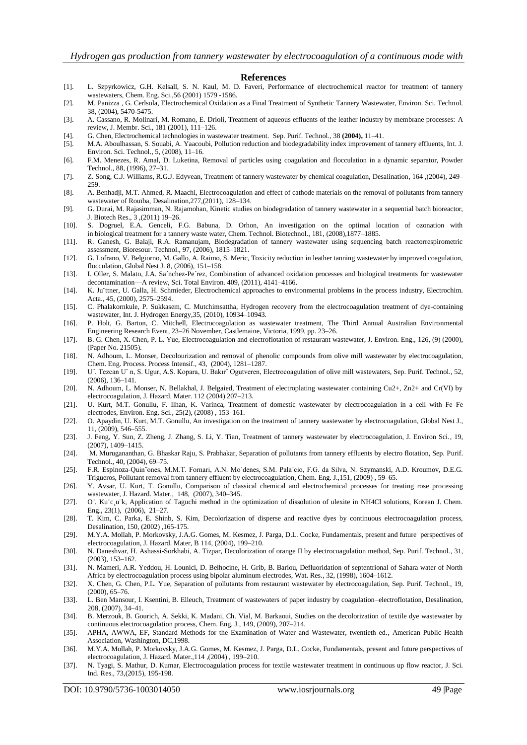## References

- [1]. L. Szpyrkowicz, G.H. Kelsall, S. N. Kaul, M. D. Faveri, Performance of electrochemical reactor for treatment of tannery wastewaters, Chem. Eng. Sci.,56 (2001) 1579 -1586.
- [2]. M. Panizza , G. Cerlsola, Electrochemical Oxidation as a Final Treatment of Synthetic Tannery Wastewater, Environ. Sci. Technol. 38, (2004), 5470-5475.
- [3]. A. Cassano, R. Molinari, M. Romano, E. Drioli, Treatment of aqueous effluents of the leather industry by membrane processes: A review, J. Membr. Sci., 181 (2001), 111–126.
- [4]. G. Chen, Electrochemical technologies in wastewater treatment. Sep. Purif. Technol., 38 **(2004),** 11–41.
- [5]. M.A. Aboulhassan, S. Souabi, A. Yaacoubi, Pollution reduction and biodegradability index improvement of tannery effluents, Int. J. Environ. Sci. Technol., 5, (2008), 11–16.
- [6]. F.M. Menezes, R. Amal, D. Luketina, Removal of particles using coagulation and flocculation in a dynamic separator, Powder Technol., 88, (1996), 27–31.
- [7]. Z. Song, C.J. Williams, R.G.J. Edyvean, Treatment of tannery wastewater by chemical coagulation, Desalination, 164 ,(2004), 249–259.
- [8]. A. Benhadji, M.T. Ahmed, R. Maachi, Electrocoagulation and effect of cathode materials on the removal of pollutants from tannery wastewater of Rouïba, Desalination,277,(2011), 128–134.
- [9]. G. Durai, M. Rajasimman, N. Rajamohan, Kinetic studies on biodegradation of tannery wastewater in a sequential batch bioreactor, J. Biotech Res., 3 ,(2011) 19–26.
- [10]. S. Dogruel, E.A. Genceli, F.G. Babuna, D. Orhon, An investigation on the optimal location of ozonation with in biological treatment for a tannery waste water, Chem. Technol. Biotechnol., 181, (2008),1877–1885.
- [11]. R. Ganesh, G. Balaji, R.A. Ramanujam, Biodegradation of tannery wastewater using sequencing batch reactorrespirometric assessment, Bioresour. Technol., 97, (2006), 1815–1821.
- [12]. G. Lofrano, V. Belgiorno, M. Gallo, A. Raimo, S. Meric, Toxicity reduction in leather tanning wastewater by improved coagulation, flocculation, Global Nest J. 8, (2006), 151–158.
- [13]. I. Oller, S. Malato, J.A. Sa´nchez-Pe´rez, Combination of advanced oxidation processes and biological treatments for wastewater decontamination—A review, Sci. Total Environ. 409, (2011), 4141–4166.
- [14]. K. Ju¨ttner, U. Galla, H. Schmieder, Electrochemical approaches to environmental problems in the process industry, Electrochim. Acta., 45, (2000), 2575–2594.
- [15]. C. Phalakornkule, P. Sukkasem, C. Mutchimsattha, Hydrogen recovery from the electrocoagulation treatment of dye-containing wastewater, Int. J. Hydrogen Energy,35, (2010), 10934–10943.
- [16]. P. Holt, G. Barton, C. Mitchell, Electrocoagulation as wastewater treatment, The Third Annual Australian Environmental Engineering Research Event, 23–26 November, Castlemaine, Victoria, 1999, pp. 23–26.
- [17]. B. G. Chen, X. Chen, P. L. Yue, Electrocoagulation and electroflotation of restaurant wastewater, J. Environ. Eng., 126, (9) (2000), (Paper No. 21505).
- [18]. N. Adhoum, L. Monser, Decolourization and removal of phenolic compounds from olive mill wastewater by electrocoagulation, Chem. Eng. Process. Process Intensif., 43, (2004), 1281–1287.
- [19]. U¨. Tezcan U¨ n, S. Ugur, A.S. Kopara, U. Bakır¨ Ogutveren, Electrocoagulation of olive mill wastewaters, Sep. Purif. Technol., 52, (2006), 136–141.
- [20]. N. Adhoum, L. Monser, N. Bellakhal, J. Belgaied, Treatment of electroplating wastewater containing Cu2+, Zn2+ and Cr(VI) by electrocoagulation, J. Hazard. Mater. 112 (2004) 207–213.
- [21]. U. Kurt, M.T. Gonullu, F. Ilhan, K. Varinca, Treatment of domestic wastewater by electrocoagulation in a cell with Fe–Fe electrodes, Environ. Eng. Sci., 25(2), (2008) , 153–161.
- [22]. O. Apaydin, U. Kurt, M.T. Gonullu, An investigation on the treatment of tannery wastewater by electrocoagulation, Global Nest J., 11, (2009), 546–555.
- [23]. J. Feng, Y. Sun, Z. Zheng, J. Zhang, S. Li, Y. Tian, Treatment of tannery wastewater by electrocoagulation, J. Environ Sci., 19, (2007), 1409–1415.
- [24]. M. Murugananthan, G. Bhaskar Raju, S. Prabhakar, Separation of pollutants from tannery effluents by electro flotation, Sep. Purif. Technol., 40, (2004), 69–75.
- [25]. F.R. Espinoza-Quin˜ones, M.M.T. Fornari, A.N. Mo´denes, S.M. Pala´cio, F.G. da Silva, N. Szymanski, A.D. Kroumov, D.E.G. Trigueros, Pollutant removal from tannery effluent by electrocoagulation, Chem. Eng. J.,151, (2009) , 59–65.
- [26]. Y. Avsar, U. Kurt, T. Gonullu, Comparison of classical chemical and electrochemical processes for treating rose processing wastewater, J. Hazard. Mater., 148, (2007), 340–345.
- [27]. O¨. Ku¨c¸u¨k, Application of Taguchi method in the optimization of dissolution of ulexite in NH4Cl solutions, Korean J. Chem. Eng., 23(1), (2006), 21–27.
- [28]. T. Kim, C. Parka, E. Shinb, S. Kim, Decolorization of disperse and reactive dyes by continuous electrocoagulation process, Desalination, 150, (2002) ,165-175.
- [29]. M.Y.A. Mollah, P. Morkovsky, J.A.G. Gomes, M. Kesmez, J. Parga, D.L. Cocke, Fundamentals, present and future perspectives of electrocoagulation, J. Hazard. Mater, B 114, (2004), 199–210.
- [30]. N. Daneshvar, H. Ashassi-Sorkhabi, A. Tizpar, Decolorization of orange II by electrocoagulation method, Sep. Purif. Technol., 31, (2003), 153–162.
- [31]. N. Mameri, A.R. Yeddou, H. Lounici, D. Belhocine, H. Grib, B. Bariou, Defluoridation of septentrional of Sahara water of North Africa by electrocoagulation process using bipolar aluminum electrodes, Wat. Res., 32, (1998), 1604–1612.
- [32]. X. Chen, G. Chen, P.L. Yue, Separation of pollutants from restaurant wastewater by electrocoagulation, Sep. Purif. Technol., 19, (2000), 65–76.
- [33]. L. Ben Mansour, I. Ksentini, B. Elleuch, Treatment of wastewaters of paper industry by coagulation–electroflotation, Desalination, 208, (2007), 34–41.
- [34]. B. Merzouk, B. Gourich, A. Sekki, K. Madani, Ch. Vial, M. Barkaoui, Studies on the decolorization of textile dye wastewater by continuous electrocoagulation process, Chem. Eng. J., 149, (2009), 207–214.
- [35]. APHA, AWWA, EF, Standard Methods for the Examination of Water and Wastewater, twentieth ed., American Public Health Association, Washington, DC,1998.
- [36]. M.Y.A. Mollah, P. Morkovsky, J.A.G. Gomes, M. Kesmez, J. Parga, D.L. Cocke, Fundamentals, present and future perspectives of electrocoagulation, J. Hazard. Mater.,114 ,(2004) , 199–210.
- [37]. N. Tyagi, S. Mathur, D. Kumar, Electrocoagulation process for textile wastewater treatment in continuous up flow reactor, J. Sci. Ind. Res., 73,(2015), 195-198.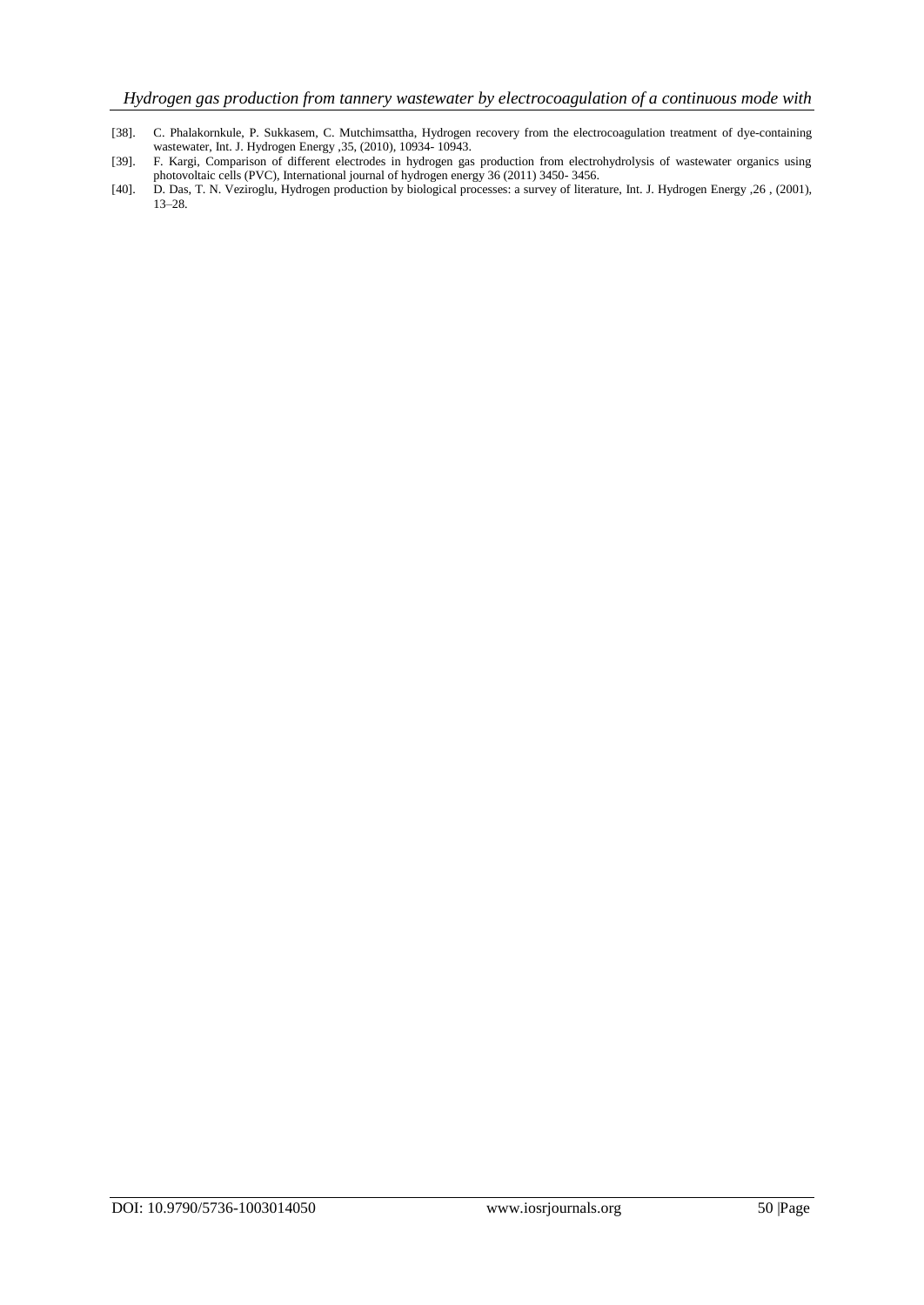[38]. C. Phalakornkule, P. Sukkasem, C. Mutchimsattha, Hydrogen recovery from the electrocoagulation treatment of dye-containing wastewater, Int. J. Hydrogen Energy ,35, (2010), 10934- 10943.

[39]. F. Kargi, Comparison of different electrodes in hydrogen gas production from electrohydrolysis of wastewater organics using photovoltaic cells (PVC), International journal of hydrogen energy 36 (2011) 3450- 3456.

[40]. D. Das, T. N. Veziroglu, Hydrogen production by biological processes: a survey of literature, Int. J. Hydrogen Energy ,26 , (2001), 13–28.